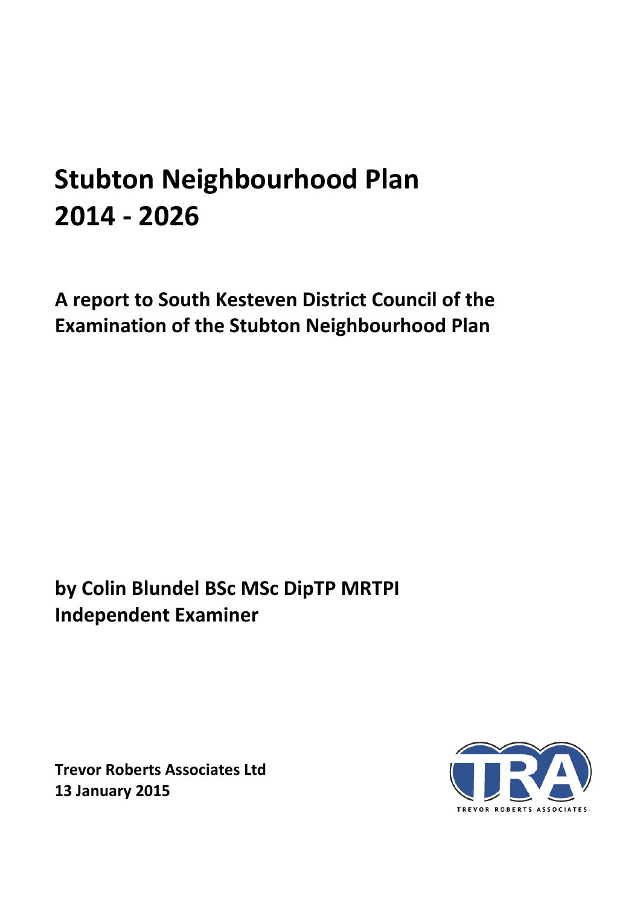# Stubton Neighbourhood Plan 2014 - 2026

## A report to South Kesteven District Council of the Examination of the Stubton Neighbourhood Plan

**by Colin Blundel BSc MSc DipTP MRTPI**
**Independent Examiner**

**Trevor Roberts Associates Ltd**
**13 January 2015**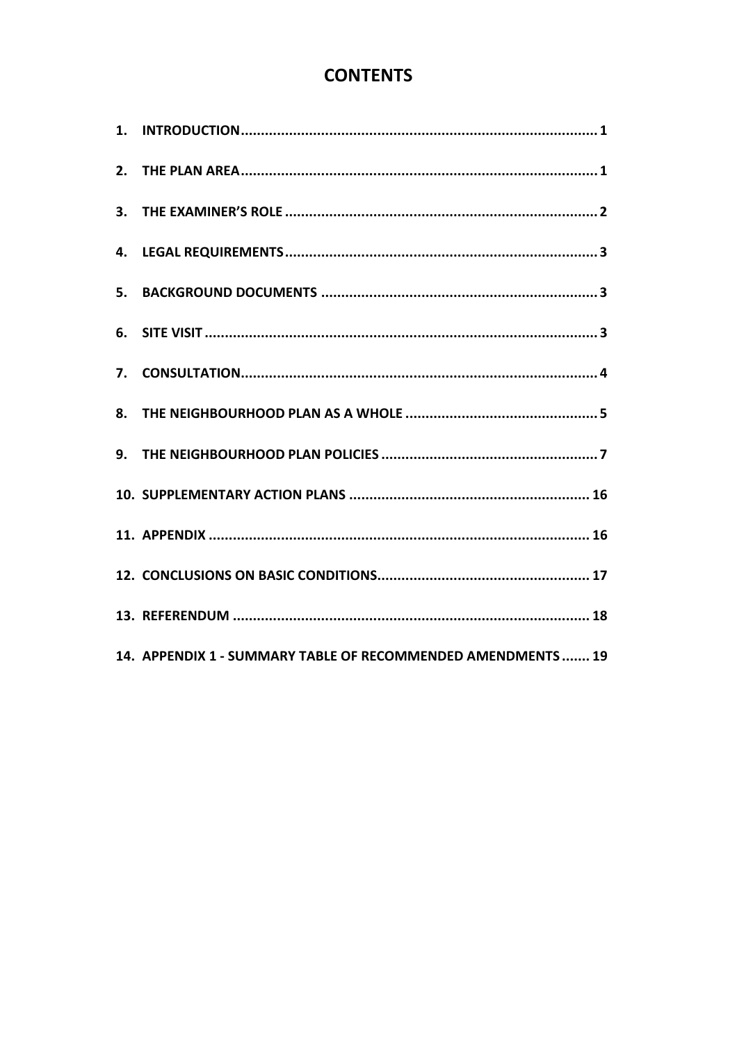# CONTENTS

1. INTRODUCTION ........................................................................................ 1
2. THE PLAN AREA ........................................................................................ 1
3. THE EXAMINER'S ROLE .............................................................................. 2
4. LEGAL REQUIREMENTS .............................................................................. 3
5. BACKGROUND DOCUMENTS ..................................................................... 3
6. SITE VISIT ................................................................................................. 3
7. CONSULTATION ........................................................................................ 4
8. THE NEIGHBOURHOOD PLAN AS A WHOLE ................................................ 5
9. THE NEIGHBOURHOOD PLAN POLICIES ...................................................... 7
10. SUPPLEMENTARY ACTION PLANS ............................................................ 16
11. APPENDIX .............................................................................................. 16
12. CONCLUSIONS ON BASIC CONDITIONS .................................................... 17
13. REFERENDUM ........................................................................................ 18
14. APPENDIX 1 - SUMMARY TABLE OF RECOMMENDED AMENDMENTS ....... 19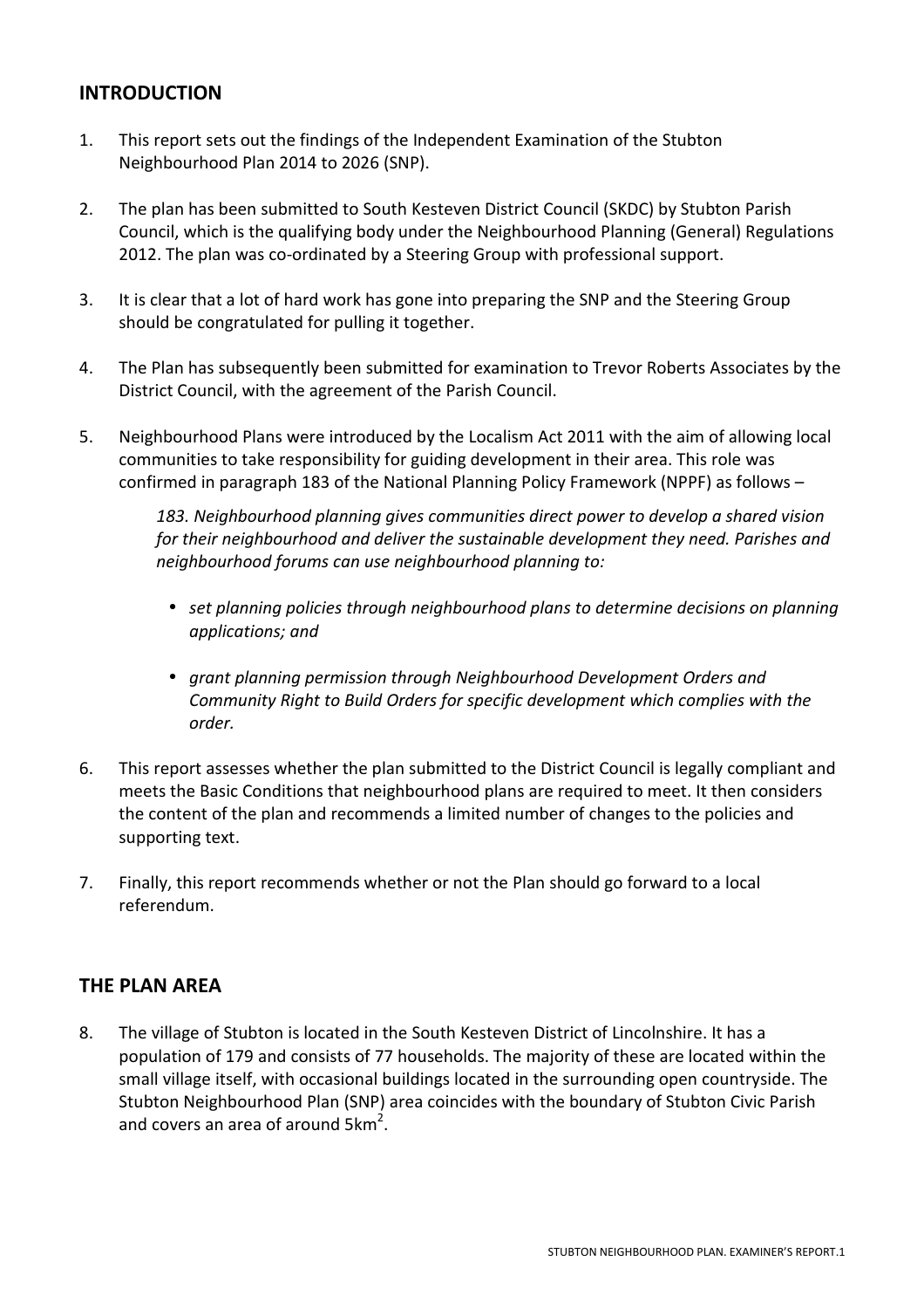## INTRODUCTION

1. This report sets out the findings of the Independent Examination of the Stubton Neighbourhood Plan 2014 to 2026 (SNP).

2. The plan has been submitted to South Kesteven District Council (SKDC) by Stubton Parish Council, which is the qualifying body under the Neighbourhood Planning (General) Regulations 2012. The plan was co-ordinated by a Steering Group with professional support.

3. It is clear that a lot of hard work has gone into preparing the SNP and the Steering Group should be congratulated for pulling it together.

4. The Plan has subsequently been submitted for examination to Trevor Roberts Associates by the District Council, with the agreement of the Parish Council.

5. Neighbourhood Plans were introduced by the Localism Act 2011 with the aim of allowing local communities to take responsibility for guiding development in their area. This role was confirmed in paragraph 183 of the National Planning Policy Framework (NPPF) as follows –

   *183. Neighbourhood planning gives communities direct power to develop a shared vision for their neighbourhood and deliver the sustainable development they need. Parishes and neighbourhood forums can use neighbourhood planning to:*

   - *set planning policies through neighbourhood plans to determine decisions on planning applications; and*
   - *grant planning permission through Neighbourhood Development Orders and Community Right to Build Orders for specific development which complies with the order.*

6. This report assesses whether the plan submitted to the District Council is legally compliant and meets the Basic Conditions that neighbourhood plans are required to meet. It then considers the content of the plan and recommends a limited number of changes to the policies and supporting text.

7. Finally, this report recommends whether or not the Plan should go forward to a local referendum.

## THE PLAN AREA

8. The village of Stubton is located in the South Kesteven District of Lincolnshire. It has a population of 179 and consists of 77 households. The majority of these are located within the small village itself, with occasional buildings located in the surrounding open countryside. The Stubton Neighbourhood Plan (SNP) area coincides with the boundary of Stubton Civic Parish and covers an area of around 5km$^2$.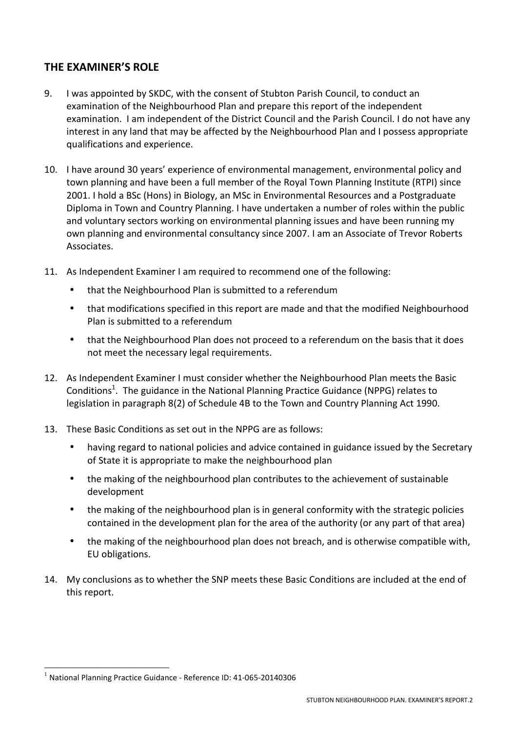## THE EXAMINER'S ROLE

9. I was appointed by SKDC, with the consent of Stubton Parish Council, to conduct an examination of the Neighbourhood Plan and prepare this report of the independent examination. I am independent of the District Council and the Parish Council. I do not have any interest in any land that may be affected by the Neighbourhood Plan and I possess appropriate qualifications and experience.

10. I have around 30 years' experience of environmental management, environmental policy and town planning and have been a full member of the Royal Town Planning Institute (RTPI) since 2001. I hold a BSc (Hons) in Biology, an MSc in Environmental Resources and a Postgraduate Diploma in Town and Country Planning. I have undertaken a number of roles within the public and voluntary sectors working on environmental planning issues and have been running my own planning and environmental consultancy since 2007. I am an Associate of Trevor Roberts Associates.

11. As Independent Examiner I am required to recommend one of the following:
    - that the Neighbourhood Plan is submitted to a referendum
    - that modifications specified in this report are made and that the modified Neighbourhood Plan is submitted to a referendum
    - that the Neighbourhood Plan does not proceed to a referendum on the basis that it does not meet the necessary legal requirements.

12. As Independent Examiner I must consider whether the Neighbourhood Plan meets the Basic Conditions[1]. The guidance in the National Planning Practice Guidance (NPPG) relates to legislation in paragraph 8(2) of Schedule 4B to the Town and Country Planning Act 1990.

13. These Basic Conditions as set out in the NPPG are as follows:
    - having regard to national policies and advice contained in guidance issued by the Secretary of State it is appropriate to make the neighbourhood plan
    - the making of the neighbourhood plan contributes to the achievement of sustainable development
    - the making of the neighbourhood plan is in general conformity with the strategic policies contained in the development plan for the area of the authority (or any part of that area)
    - the making of the neighbourhood plan does not breach, and is otherwise compatible with, EU obligations.

14. My conclusions as to whether the SNP meets these Basic Conditions are included at the end of this report.

[1] National Planning Practice Guidance - Reference ID: 41-065-20140306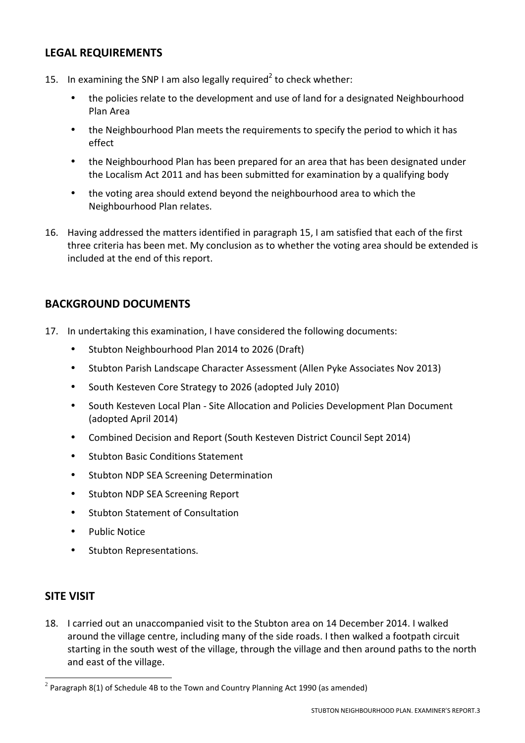## LEGAL REQUIREMENTS

15. In examining the SNP I am also legally required[2] to check whether:

    - the policies relate to the development and use of land for a designated Neighbourhood Plan Area
    - the Neighbourhood Plan meets the requirements to specify the period to which it has effect
    - the Neighbourhood Plan has been prepared for an area that has been designated under the Localism Act 2011 and has been submitted for examination by a qualifying body
    - the voting area should extend beyond the neighbourhood area to which the Neighbourhood Plan relates.

16. Having addressed the matters identified in paragraph 15, I am satisfied that each of the first three criteria has been met. My conclusion as to whether the voting area should be extended is included at the end of this report.

## BACKGROUND DOCUMENTS

17. In undertaking this examination, I have considered the following documents:

    - Stubton Neighbourhood Plan 2014 to 2026 (Draft)
    - Stubton Parish Landscape Character Assessment (Allen Pyke Associates Nov 2013)
    - South Kesteven Core Strategy to 2026 (adopted July 2010)
    - South Kesteven Local Plan - Site Allocation and Policies Development Plan Document (adopted April 2014)
    - Combined Decision and Report (South Kesteven District Council Sept 2014)
    - Stubton Basic Conditions Statement
    - Stubton NDP SEA Screening Determination
    - Stubton NDP SEA Screening Report
    - Stubton Statement of Consultation
    - Public Notice
    - Stubton Representations.

## SITE VISIT

18. I carried out an unaccompanied visit to the Stubton area on 14 December 2014. I walked around the village centre, including many of the side roads. I then walked a footpath circuit starting in the south west of the village, through the village and then around paths to the north and east of the village.

---

[2] Paragraph 8(1) of Schedule 4B to the Town and Country Planning Act 1990 (as amended)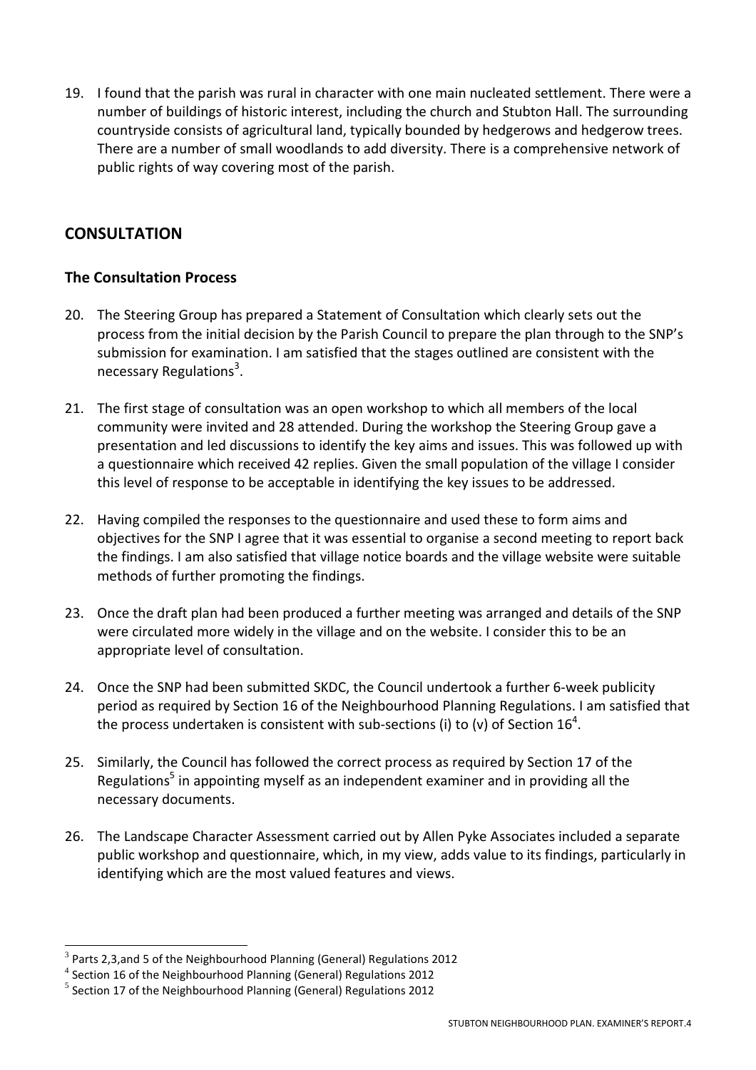19. I found that the parish was rural in character with one main nucleated settlement. There were a number of buildings of historic interest, including the church and Stubton Hall. The surrounding countryside consists of agricultural land, typically bounded by hedgerows and hedgerow trees. There are a number of small woodlands to add diversity. There is a comprehensive network of public rights of way covering most of the parish.

## CONSULTATION

### The Consultation Process

20. The Steering Group has prepared a Statement of Consultation which clearly sets out the process from the initial decision by the Parish Council to prepare the plan through to the SNP's submission for examination. I am satisfied that the stages outlined are consistent with the necessary Regulations[3].

21. The first stage of consultation was an open workshop to which all members of the local community were invited and 28 attended. During the workshop the Steering Group gave a presentation and led discussions to identify the key aims and issues. This was followed up with a questionnaire which received 42 replies. Given the small population of the village I consider this level of response to be acceptable in identifying the key issues to be addressed.

22. Having compiled the responses to the questionnaire and used these to form aims and objectives for the SNP I agree that it was essential to organise a second meeting to report back the findings. I am also satisfied that village notice boards and the village website were suitable methods of further promoting the findings.

23. Once the draft plan had been produced a further meeting was arranged and details of the SNP were circulated more widely in the village and on the website. I consider this to be an appropriate level of consultation.

24. Once the SNP had been submitted SKDC, the Council undertook a further 6-week publicity period as required by Section 16 of the Neighbourhood Planning Regulations. I am satisfied that the process undertaken is consistent with sub-sections (i) to (v) of Section 16[4].

25. Similarly, the Council has followed the correct process as required by Section 17 of the Regulations[5] in appointing myself as an independent examiner and in providing all the necessary documents.

26. The Landscape Character Assessment carried out by Allen Pyke Associates included a separate public workshop and questionnaire, which, in my view, adds value to its findings, particularly in identifying which are the most valued features and views.

---

[3] Parts 2,3,and 5 of the Neighbourhood Planning (General) Regulations 2012

[4] Section 16 of the Neighbourhood Planning (General) Regulations 2012

[5] Section 17 of the Neighbourhood Planning (General) Regulations 2012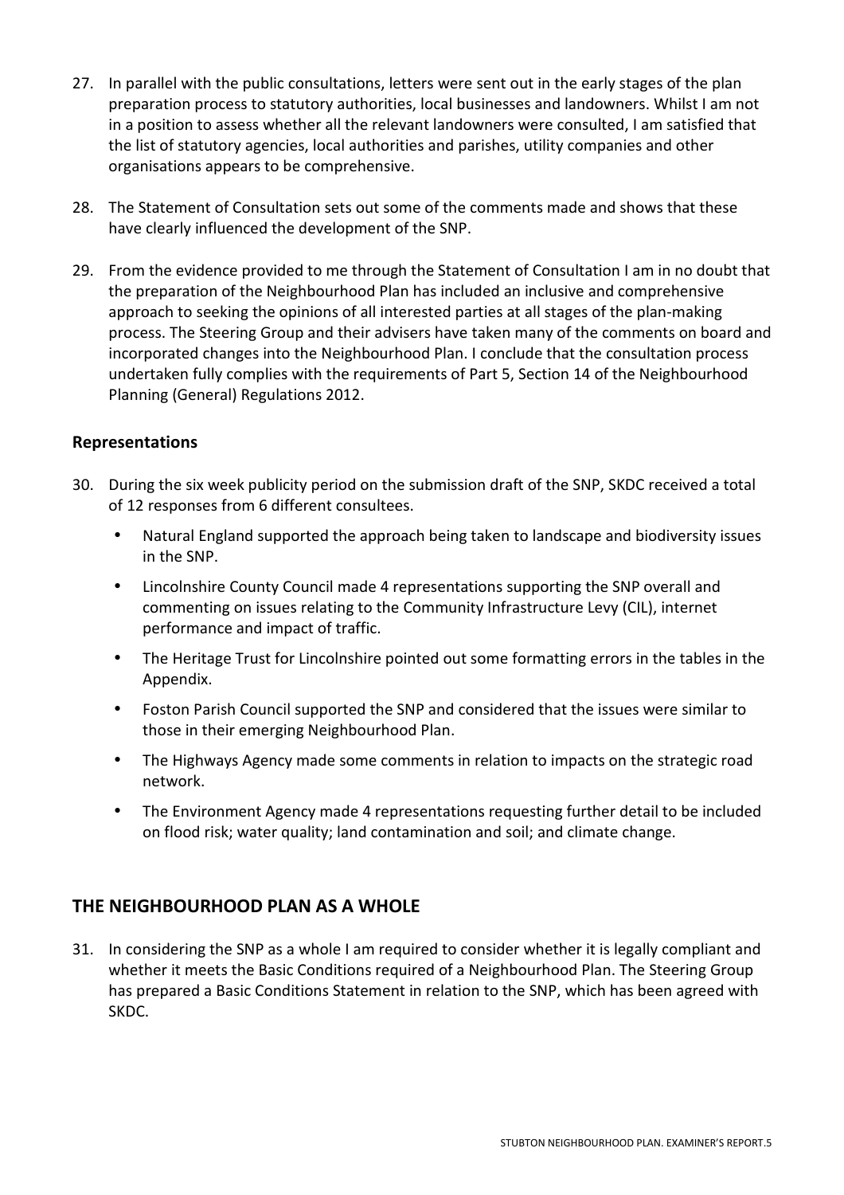27. In parallel with the public consultations, letters were sent out in the early stages of the plan preparation process to statutory authorities, local businesses and landowners. Whilst I am not in a position to assess whether all the relevant landowners were consulted, I am satisfied that the list of statutory agencies, local authorities and parishes, utility companies and other organisations appears to be comprehensive.

28. The Statement of Consultation sets out some of the comments made and shows that these have clearly influenced the development of the SNP.

29. From the evidence provided to me through the Statement of Consultation I am in no doubt that the preparation of the Neighbourhood Plan has included an inclusive and comprehensive approach to seeking the opinions of all interested parties at all stages of the plan-making process. The Steering Group and their advisers have taken many of the comments on board and incorporated changes into the Neighbourhood Plan. I conclude that the consultation process undertaken fully complies with the requirements of Part 5, Section 14 of the Neighbourhood Planning (General) Regulations 2012.

### Representations

30. During the six week publicity period on the submission draft of the SNP, SKDC received a total of 12 responses from 6 different consultees.

    - Natural England supported the approach being taken to landscape and biodiversity issues in the SNP.
    - Lincolnshire County Council made 4 representations supporting the SNP overall and commenting on issues relating to the Community Infrastructure Levy (CIL), internet performance and impact of traffic.
    - The Heritage Trust for Lincolnshire pointed out some formatting errors in the tables in the Appendix.
    - Foston Parish Council supported the SNP and considered that the issues were similar to those in their emerging Neighbourhood Plan.
    - The Highways Agency made some comments in relation to impacts on the strategic road network.
    - The Environment Agency made 4 representations requesting further detail to be included on flood risk; water quality; land contamination and soil; and climate change.

## THE NEIGHBOURHOOD PLAN AS A WHOLE

31. In considering the SNP as a whole I am required to consider whether it is legally compliant and whether it meets the Basic Conditions required of a Neighbourhood Plan. The Steering Group has prepared a Basic Conditions Statement in relation to the SNP, which has been agreed with SKDC.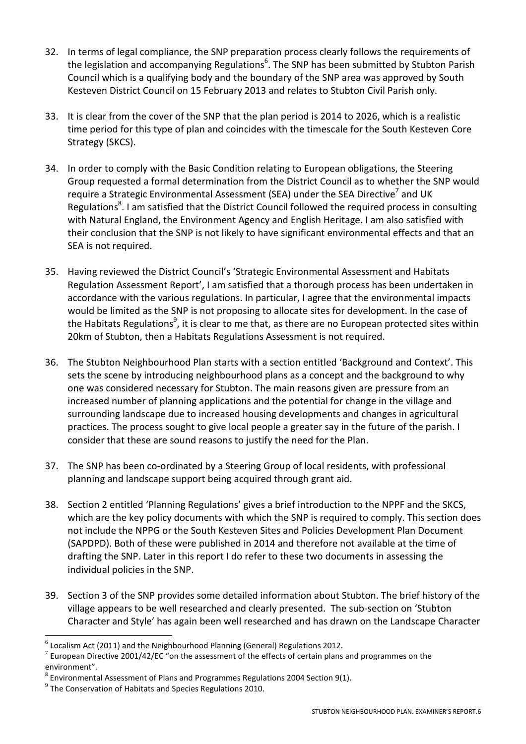32. In terms of legal compliance, the SNP preparation process clearly follows the requirements of the legislation and accompanying Regulations[6]. The SNP has been submitted by Stubton Parish Council which is a qualifying body and the boundary of the SNP area was approved by South Kesteven District Council on 15 February 2013 and relates to Stubton Civil Parish only.

33. It is clear from the cover of the SNP that the plan period is 2014 to 2026, which is a realistic time period for this type of plan and coincides with the timescale for the South Kesteven Core Strategy (SKCS).

34. In order to comply with the Basic Condition relating to European obligations, the Steering Group requested a formal determination from the District Council as to whether the SNP would require a Strategic Environmental Assessment (SEA) under the SEA Directive[7] and UK Regulations[8]. I am satisfied that the District Council followed the required process in consulting with Natural England, the Environment Agency and English Heritage. I am also satisfied with their conclusion that the SNP is not likely to have significant environmental effects and that an SEA is not required.

35. Having reviewed the District Council's 'Strategic Environmental Assessment and Habitats Regulation Assessment Report', I am satisfied that a thorough process has been undertaken in accordance with the various regulations. In particular, I agree that the environmental impacts would be limited as the SNP is not proposing to allocate sites for development. In the case of the Habitats Regulations[9], it is clear to me that, as there are no European protected sites within 20km of Stubton, then a Habitats Regulations Assessment is not required.

36. The Stubton Neighbourhood Plan starts with a section entitled 'Background and Context'. This sets the scene by introducing neighbourhood plans as a concept and the background to why one was considered necessary for Stubton. The main reasons given are pressure from an increased number of planning applications and the potential for change in the village and surrounding landscape due to increased housing developments and changes in agricultural practices. The process sought to give local people a greater say in the future of the parish. I consider that these are sound reasons to justify the need for the Plan.

37. The SNP has been co-ordinated by a Steering Group of local residents, with professional planning and landscape support being acquired through grant aid.

38. Section 2 entitled 'Planning Regulations' gives a brief introduction to the NPPF and the SKCS, which are the key policy documents with which the SNP is required to comply. This section does not include the NPPG or the South Kesteven Sites and Policies Development Plan Document (SAPDPD). Both of these were published in 2014 and therefore not available at the time of drafting the SNP. Later in this report I do refer to these two documents in assessing the individual policies in the SNP.

39. Section 3 of the SNP provides some detailed information about Stubton. The brief history of the village appears to be well researched and clearly presented. The sub-section on 'Stubton Character and Style' has again been well researched and has drawn on the Landscape Character

---

[6] Localism Act (2011) and the Neighbourhood Planning (General) Regulations 2012.

[7] European Directive 2001/42/EC "on the assessment of the effects of certain plans and programmes on the environment".

[8] Environmental Assessment of Plans and Programmes Regulations 2004 Section 9(1).

[9] The Conservation of Habitats and Species Regulations 2010.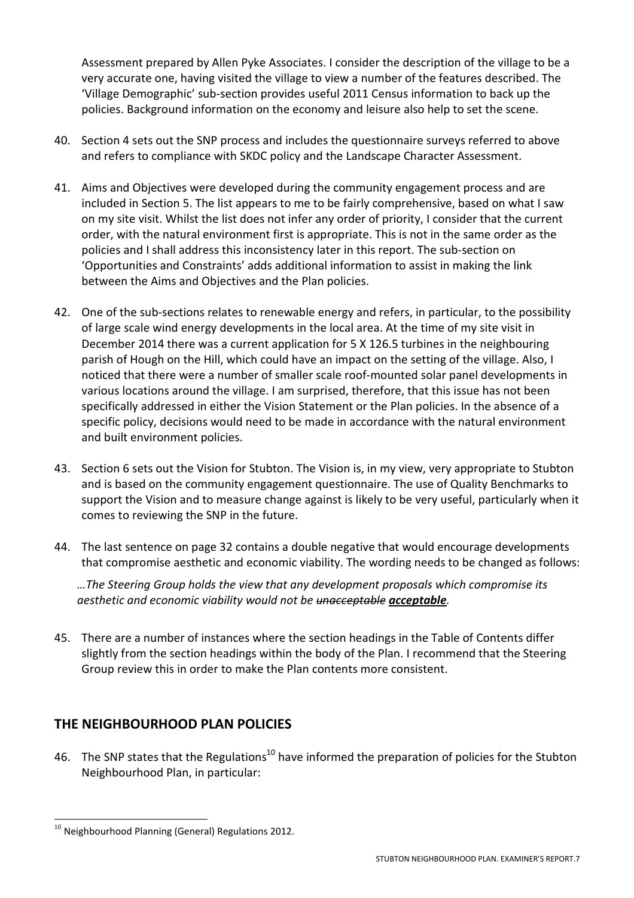Assessment prepared by Allen Pyke Associates. I consider the description of the village to be a very accurate one, having visited the village to view a number of the features described. The 'Village Demographic' sub-section provides useful 2011 Census information to back up the policies. Background information on the economy and leisure also help to set the scene.

40. Section 4 sets out the SNP process and includes the questionnaire surveys referred to above and refers to compliance with SKDC policy and the Landscape Character Assessment.

41. Aims and Objectives were developed during the community engagement process and are included in Section 5. The list appears to me to be fairly comprehensive, based on what I saw on my site visit. Whilst the list does not infer any order of priority, I consider that the current order, with the natural environment first is appropriate. This is not in the same order as the policies and I shall address this inconsistency later in this report. The sub-section on 'Opportunities and Constraints' adds additional information to assist in making the link between the Aims and Objectives and the Plan policies.

42. One of the sub-sections relates to renewable energy and refers, in particular, to the possibility of large scale wind energy developments in the local area. At the time of my site visit in December 2014 there was a current application for 5 X 126.5 turbines in the neighbouring parish of Hough on the Hill, which could have an impact on the setting of the village. Also, I noticed that there were a number of smaller scale roof-mounted solar panel developments in various locations around the village. I am surprised, therefore, that this issue has not been specifically addressed in either the Vision Statement or the Plan policies. In the absence of a specific policy, decisions would need to be made in accordance with the natural environment and built environment policies.

43. Section 6 sets out the Vision for Stubton. The Vision is, in my view, very appropriate to Stubton and is based on the community engagement questionnaire. The use of Quality Benchmarks to support the Vision and to measure change against is likely to be very useful, particularly when it comes to reviewing the SNP in the future.

44. The last sentence on page 32 contains a double negative that would encourage developments that compromise aesthetic and economic viability. The wording needs to be changed as follows:

    *…The Steering Group holds the view that any development proposals which compromise its aesthetic and economic viability would not be ~~unacceptable~~ **acceptable**.*

45. There are a number of instances where the section headings in the Table of Contents differ slightly from the section headings within the body of the Plan. I recommend that the Steering Group review this in order to make the Plan contents more consistent.

## THE NEIGHBOURHOOD PLAN POLICIES

46. The SNP states that the Regulations[10] have informed the preparation of policies for the Stubton Neighbourhood Plan, in particular:

[10] Neighbourhood Planning (General) Regulations 2012.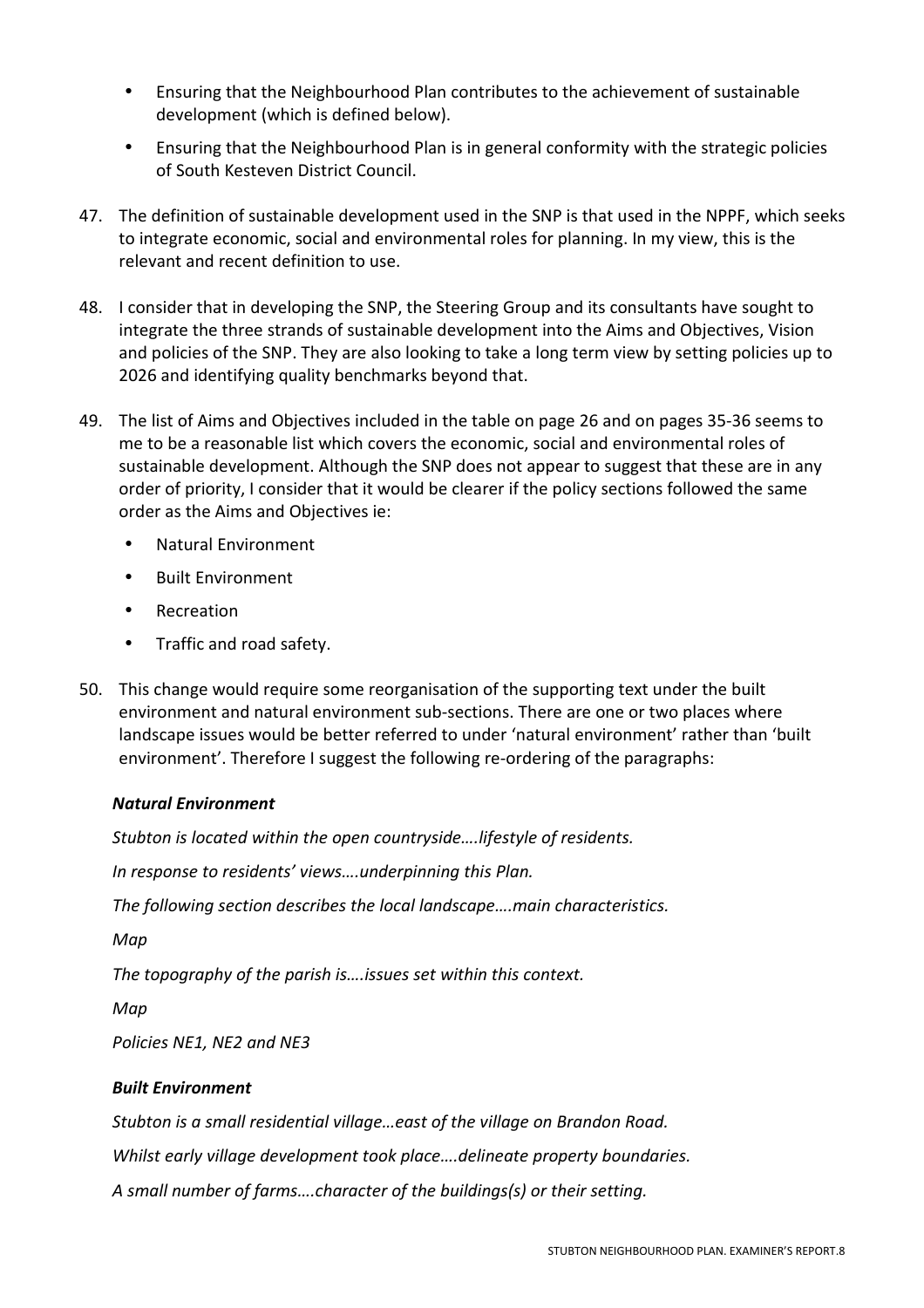- Ensuring that the Neighbourhood Plan contributes to the achievement of sustainable development (which is defined below).
- Ensuring that the Neighbourhood Plan is in general conformity with the strategic policies of South Kesteven District Council.

47. The definition of sustainable development used in the SNP is that used in the NPPF, which seeks to integrate economic, social and environmental roles for planning. In my view, this is the relevant and recent definition to use.

48. I consider that in developing the SNP, the Steering Group and its consultants have sought to integrate the three strands of sustainable development into the Aims and Objectives, Vision and policies of the SNP. They are also looking to take a long term view by setting policies up to 2026 and identifying quality benchmarks beyond that.

49. The list of Aims and Objectives included in the table on page 26 and on pages 35-36 seems to me to be a reasonable list which covers the economic, social and environmental roles of sustainable development. Although the SNP does not appear to suggest that these are in any order of priority, I consider that it would be clearer if the policy sections followed the same order as the Aims and Objectives ie:

    - Natural Environment
    - Built Environment
    - Recreation
    - Traffic and road safety.

50. This change would require some reorganisation of the supporting text under the built environment and natural environment sub-sections. There are one or two places where landscape issues would be better referred to under 'natural environment' rather than 'built environment'. Therefore I suggest the following re-ordering of the paragraphs:

    ***Natural Environment***

    *Stubton is located within the open countryside….lifestyle of residents.*

    *In response to residents' views….underpinning this Plan.*

    *The following section describes the local landscape….main characteristics.*

    *Map*

    *The topography of the parish is….issues set within this context.*

    *Map*

    *Policies NE1, NE2 and NE3*

    ***Built Environment***

    *Stubton is a small residential village…east of the village on Brandon Road.*

    *Whilst early village development took place….delineate property boundaries.*

    *A small number of farms….character of the buildings(s) or their setting.*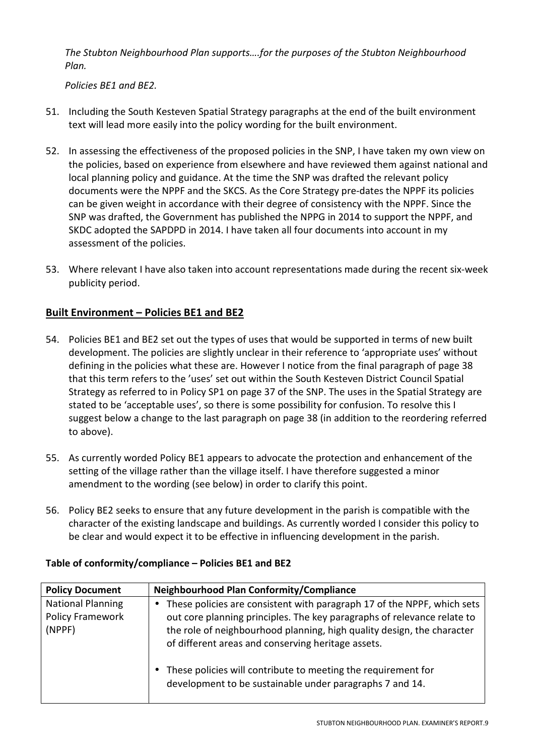*The Stubton Neighbourhood Plan supports….for the purposes of the Stubton Neighbourhood Plan.*

*Policies BE1 and BE2.*

51. Including the South Kesteven Spatial Strategy paragraphs at the end of the built environment text will lead more easily into the policy wording for the built environment.

52. In assessing the effectiveness of the proposed policies in the SNP, I have taken my own view on the policies, based on experience from elsewhere and have reviewed them against national and local planning policy and guidance. At the time the SNP was drafted the relevant policy documents were the NPPF and the SKCS. As the Core Strategy pre-dates the NPPF its policies can be given weight in accordance with their degree of consistency with the NPPF. Since the SNP was drafted, the Government has published the NPPG in 2014 to support the NPPF, and SKDC adopted the SAPDPD in 2014. I have taken all four documents into account in my assessment of the policies.

53. Where relevant I have also taken into account representations made during the recent six-week publicity period.

## Built Environment – Policies BE1 and BE2

54. Policies BE1 and BE2 set out the types of uses that would be supported in terms of new built development. The policies are slightly unclear in their reference to 'appropriate uses' without defining in the policies what these are. However I notice from the final paragraph of page 38 that this term refers to the 'uses' set out within the South Kesteven District Council Spatial Strategy as referred to in Policy SP1 on page 37 of the SNP. The uses in the Spatial Strategy are stated to be 'acceptable uses', so there is some possibility for confusion. To resolve this I suggest below a change to the last paragraph on page 38 (in addition to the reordering referred to above).

55. As currently worded Policy BE1 appears to advocate the protection and enhancement of the setting of the village rather than the village itself. I have therefore suggested a minor amendment to the wording (see below) in order to clarify this point.

56. Policy BE2 seeks to ensure that any future development in the parish is compatible with the character of the existing landscape and buildings. As currently worded I consider this policy to be clear and would expect it to be effective in influencing development in the parish.

**Table of conformity/compliance – Policies BE1 and BE2**

| Policy Document | Neighbourhood Plan Conformity/Compliance |
|---|---|
| National Planning Policy Framework (NPPF) | • These policies are consistent with paragraph 17 of the NPPF, which sets out core planning principles. The key paragraphs of relevance relate to the role of neighbourhood planning, high quality design, the character of different areas and conserving heritage assets.<br><br>• These policies will contribute to meeting the requirement for development to be sustainable under paragraphs 7 and 14. |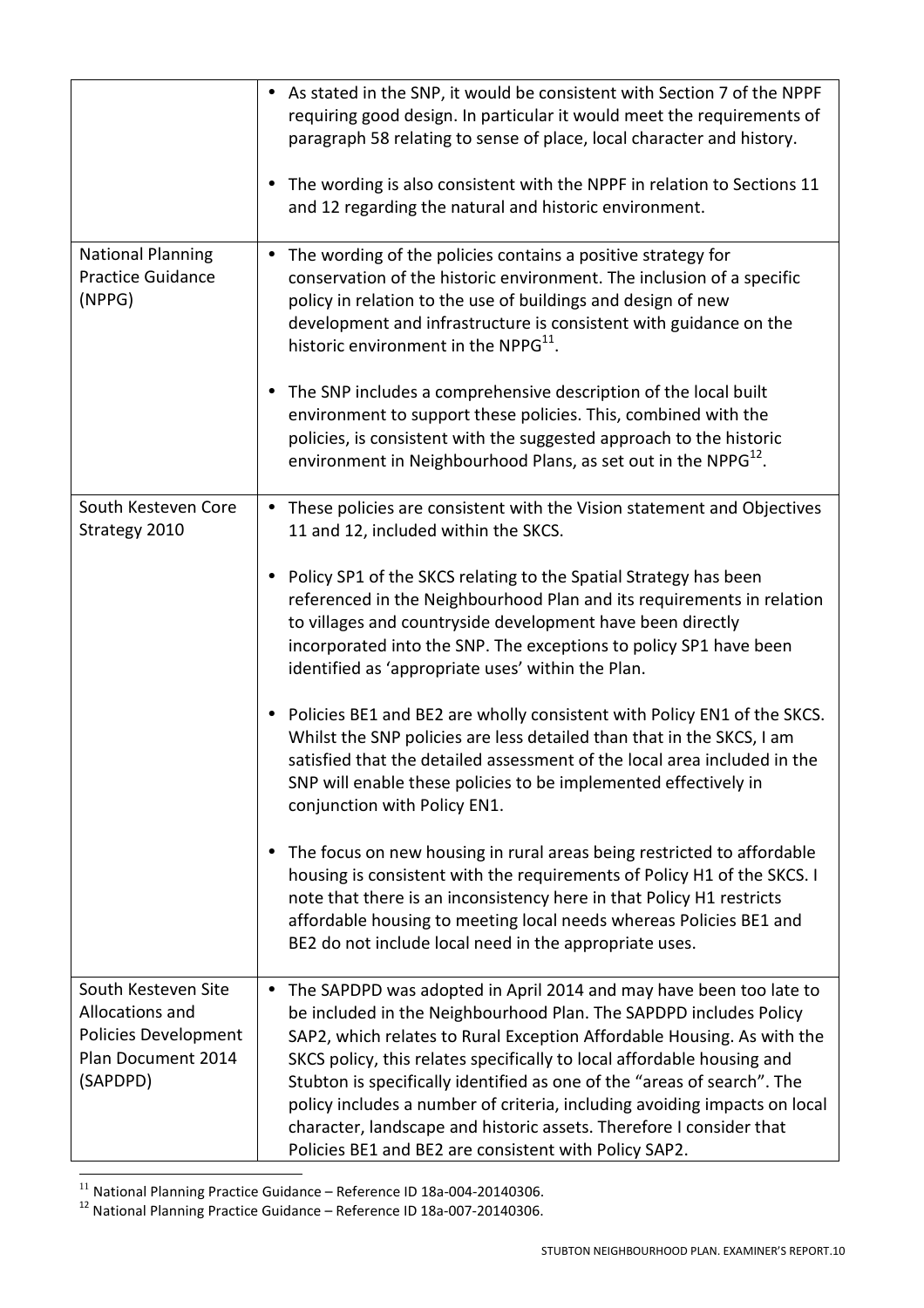| | |
|---|---|
| | • As stated in the SNP, it would be consistent with Section 7 of the NPPF requiring good design. In particular it would meet the requirements of paragraph 58 relating to sense of place, local character and history.<br><br>• The wording is also consistent with the NPPF in relation to Sections 11 and 12 regarding the natural and historic environment. |
| National Planning Practice Guidance (NPPG) | • The wording of the policies contains a positive strategy for conservation of the historic environment. The inclusion of a specific policy in relation to the use of buildings and design of new development and infrastructure is consistent with guidance on the historic environment in the NPPG[11].<br><br>• The SNP includes a comprehensive description of the local built environment to support these policies. This, combined with the policies, is consistent with the suggested approach to the historic environment in Neighbourhood Plans, as set out in the NPPG[12]. |
| South Kesteven Core Strategy 2010 | • These policies are consistent with the Vision statement and Objectives 11 and 12, included within the SKCS.<br><br>• Policy SP1 of the SKCS relating to the Spatial Strategy has been referenced in the Neighbourhood Plan and its requirements in relation to villages and countryside development have been directly incorporated into the SNP. The exceptions to policy SP1 have been identified as 'appropriate uses' within the Plan.<br><br>• Policies BE1 and BE2 are wholly consistent with Policy EN1 of the SKCS. Whilst the SNP policies are less detailed than that in the SKCS, I am satisfied that the detailed assessment of the local area included in the SNP will enable these policies to be implemented effectively in conjunction with Policy EN1.<br><br>• The focus on new housing in rural areas being restricted to affordable housing is consistent with the requirements of Policy H1 of the SKCS. I note that there is an inconsistency here in that Policy H1 restricts affordable housing to meeting local needs whereas Policies BE1 and BE2 do not include local need in the appropriate uses. |
| South Kesteven Site Allocations and Policies Development Plan Document 2014 (SAPDPD) | • The SAPDPD was adopted in April 2014 and may have been too late to be included in the Neighbourhood Plan. The SAPDPD includes Policy SAP2, which relates to Rural Exception Affordable Housing. As with the SKCS policy, this relates specifically to local affordable housing and Stubton is specifically identified as one of the "areas of search". The policy includes a number of criteria, including avoiding impacts on local character, landscape and historic assets. Therefore I consider that Policies BE1 and BE2 are consistent with Policy SAP2. |

[11] National Planning Practice Guidance – Reference ID 18a-004-20140306.
[12] National Planning Practice Guidance – Reference ID 18a-007-20140306.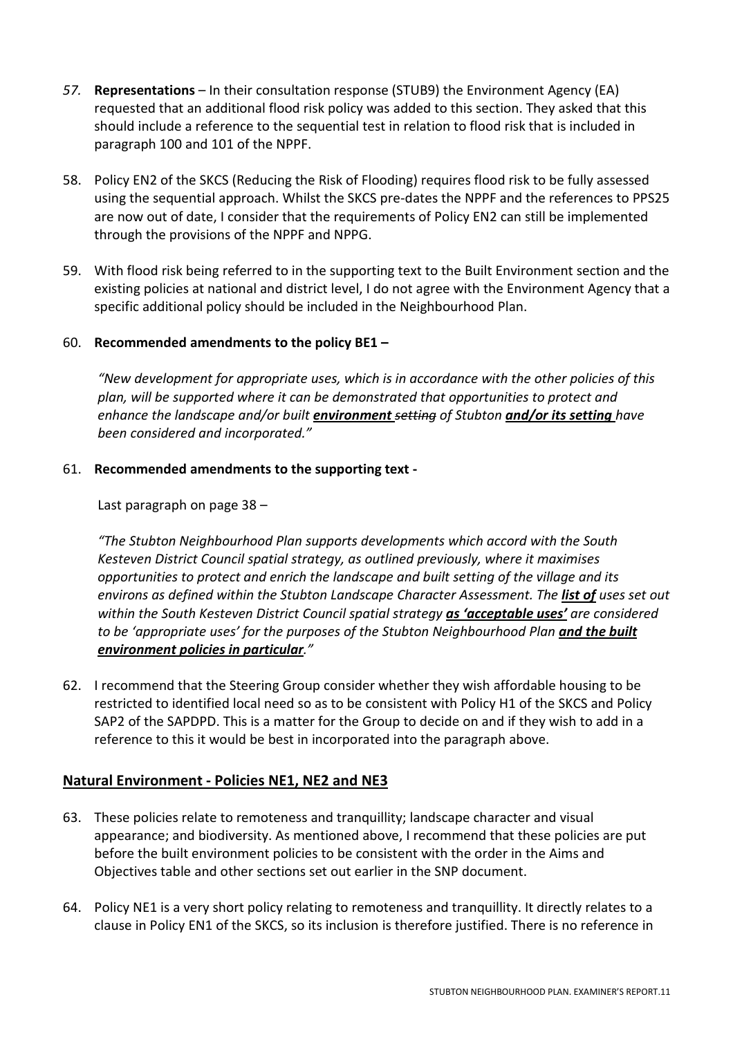*57.* **Representations** – In their consultation response (STUB9) the Environment Agency (EA) requested that an additional flood risk policy was added to this section. They asked that this should include a reference to the sequential test in relation to flood risk that is included in paragraph 100 and 101 of the NPPF.

58. Policy EN2 of the SKCS (Reducing the Risk of Flooding) requires flood risk to be fully assessed using the sequential approach. Whilst the SKCS pre-dates the NPPF and the references to PPS25 are now out of date, I consider that the requirements of Policy EN2 can still be implemented through the provisions of the NPPF and NPPG.

59. With flood risk being referred to in the supporting text to the Built Environment section and the existing policies at national and district level, I do not agree with the Environment Agency that a specific additional policy should be included in the Neighbourhood Plan.

60. **Recommended amendments to the policy BE1 –**

*"New development for appropriate uses, which is in accordance with the other policies of this plan, will be supported where it can be demonstrated that opportunities to protect and enhance the landscape and/or built* ***environment*** *~~setting~~ of Stubton* ***and/or its setting*** *have been considered and incorporated."*

61. **Recommended amendments to the supporting text -**

Last paragraph on page 38 –

*"The Stubton Neighbourhood Plan supports developments which accord with the South Kesteven District Council spatial strategy, as outlined previously, where it maximises opportunities to protect and enrich the landscape and built setting of the village and its environs as defined within the Stubton Landscape Character Assessment. The* ***list of*** *uses set out within the South Kesteven District Council spatial strategy* ***as 'acceptable uses'*** *are considered to be 'appropriate uses' for the purposes of the Stubton Neighbourhood Plan* ***and the built environment policies in particular****."*

62. I recommend that the Steering Group consider whether they wish affordable housing to be restricted to identified local need so as to be consistent with Policy H1 of the SKCS and Policy SAP2 of the SAPDPD. This is a matter for the Group to decide on and if they wish to add in a reference to this it would be best in incorporated into the paragraph above.

## Natural Environment - Policies NE1, NE2 and NE3

63. These policies relate to remoteness and tranquillity; landscape character and visual appearance; and biodiversity. As mentioned above, I recommend that these policies are put before the built environment policies to be consistent with the order in the Aims and Objectives table and other sections set out earlier in the SNP document.

64. Policy NE1 is a very short policy relating to remoteness and tranquillity. It directly relates to a clause in Policy EN1 of the SKCS, so its inclusion is therefore justified. There is no reference in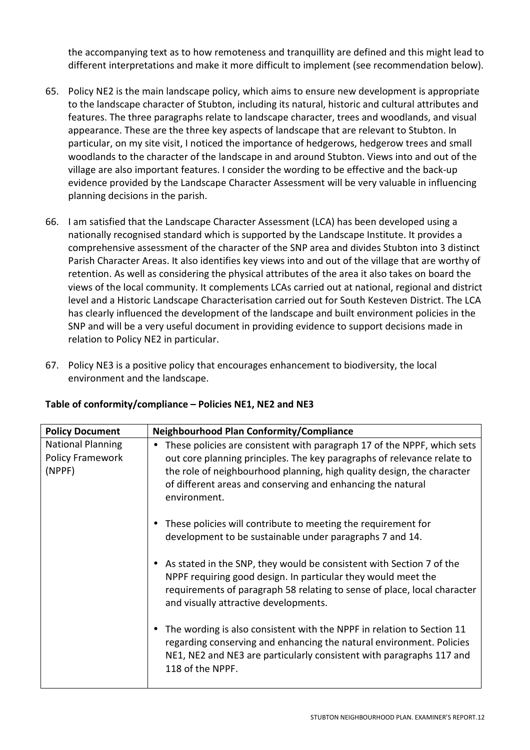the accompanying text as to how remoteness and tranquillity are defined and this might lead to different interpretations and make it more difficult to implement (see recommendation below).

65. Policy NE2 is the main landscape policy, which aims to ensure new development is appropriate to the landscape character of Stubton, including its natural, historic and cultural attributes and features. The three paragraphs relate to landscape character, trees and woodlands, and visual appearance. These are the three key aspects of landscape that are relevant to Stubton. In particular, on my site visit, I noticed the importance of hedgerows, hedgerow trees and small woodlands to the character of the landscape in and around Stubton. Views into and out of the village are also important features. I consider the wording to be effective and the back-up evidence provided by the Landscape Character Assessment will be very valuable in influencing planning decisions in the parish.

66. I am satisfied that the Landscape Character Assessment (LCA) has been developed using a nationally recognised standard which is supported by the Landscape Institute. It provides a comprehensive assessment of the character of the SNP area and divides Stubton into 3 distinct Parish Character Areas. It also identifies key views into and out of the village that are worthy of retention. As well as considering the physical attributes of the area it also takes on board the views of the local community. It complements LCAs carried out at national, regional and district level and a Historic Landscape Characterisation carried out for South Kesteven District. The LCA has clearly influenced the development of the landscape and built environment policies in the SNP and will be a very useful document in providing evidence to support decisions made in relation to Policy NE2 in particular.

67. Policy NE3 is a positive policy that encourages enhancement to biodiversity, the local environment and the landscape.

**Table of conformity/compliance – Policies NE1, NE2 and NE3**

| Policy Document | Neighbourhood Plan Conformity/Compliance |
| --- | --- |
| National Planning Policy Framework (NPPF) | • These policies are consistent with paragraph 17 of the NPPF, which sets out core planning principles. The key paragraphs of relevance relate to the role of neighbourhood planning, high quality design, the character of different areas and conserving and enhancing the natural environment.<br><br>• These policies will contribute to meeting the requirement for development to be sustainable under paragraphs 7 and 14.<br><br>• As stated in the SNP, they would be consistent with Section 7 of the NPPF requiring good design. In particular they would meet the requirements of paragraph 58 relating to sense of place, local character and visually attractive developments.<br><br>• The wording is also consistent with the NPPF in relation to Section 11 regarding conserving and enhancing the natural environment. Policies NE1, NE2 and NE3 are particularly consistent with paragraphs 117 and 118 of the NPPF. |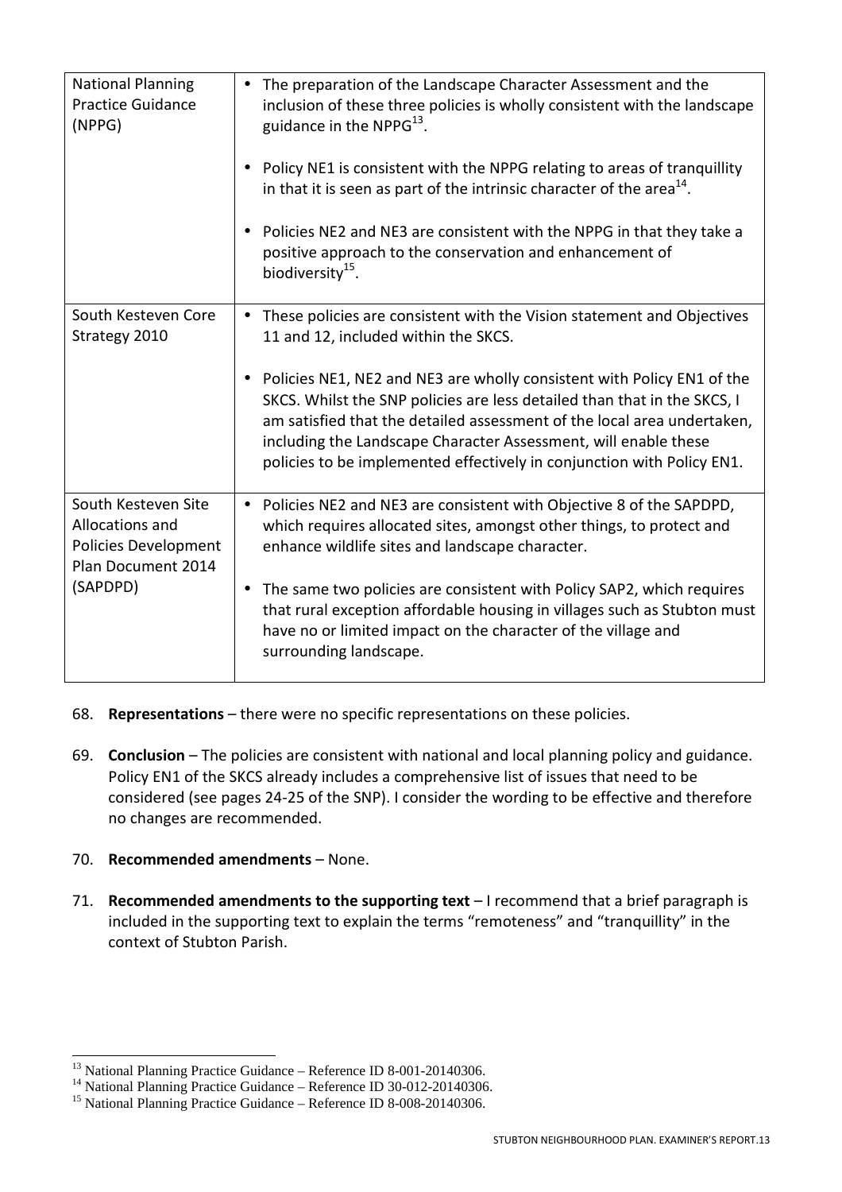| | |
|---|---|
| National Planning Practice Guidance (NPPG) | • The preparation of the Landscape Character Assessment and the inclusion of these three policies is wholly consistent with the landscape guidance in the NPPG[13].<br><br>• Policy NE1 is consistent with the NPPG relating to areas of tranquillity in that it is seen as part of the intrinsic character of the area[14].<br><br>• Policies NE2 and NE3 are consistent with the NPPG in that they take a positive approach to the conservation and enhancement of biodiversity[15]. |
| South Kesteven Core Strategy 2010 | • These policies are consistent with the Vision statement and Objectives 11 and 12, included within the SKCS.<br><br>• Policies NE1, NE2 and NE3 are wholly consistent with Policy EN1 of the SKCS. Whilst the SNP policies are less detailed than that in the SKCS, I am satisfied that the detailed assessment of the local area undertaken, including the Landscape Character Assessment, will enable these policies to be implemented effectively in conjunction with Policy EN1. |
| South Kesteven Site Allocations and Policies Development Plan Document 2014 (SAPDPD) | • Policies NE2 and NE3 are consistent with Objective 8 of the SAPDPD, which requires allocated sites, amongst other things, to protect and enhance wildlife sites and landscape character.<br><br>• The same two policies are consistent with Policy SAP2, which requires that rural exception affordable housing in villages such as Stubton must have no or limited impact on the character of the village and surrounding landscape. |

68. **Representations** – there were no specific representations on these policies.

69. **Conclusion** – The policies are consistent with national and local planning policy and guidance. Policy EN1 of the SKCS already includes a comprehensive list of issues that need to be considered (see pages 24-25 of the SNP). I consider the wording to be effective and therefore no changes are recommended.

70. **Recommended amendments** – None.

71. **Recommended amendments to the supporting text** – I recommend that a brief paragraph is included in the supporting text to explain the terms "remoteness" and "tranquillity" in the context of Stubton Parish.

---

[13] National Planning Practice Guidance – Reference ID 8-001-20140306.

[14] National Planning Practice Guidance – Reference ID 30-012-20140306.

[15] National Planning Practice Guidance – Reference ID 8-008-20140306.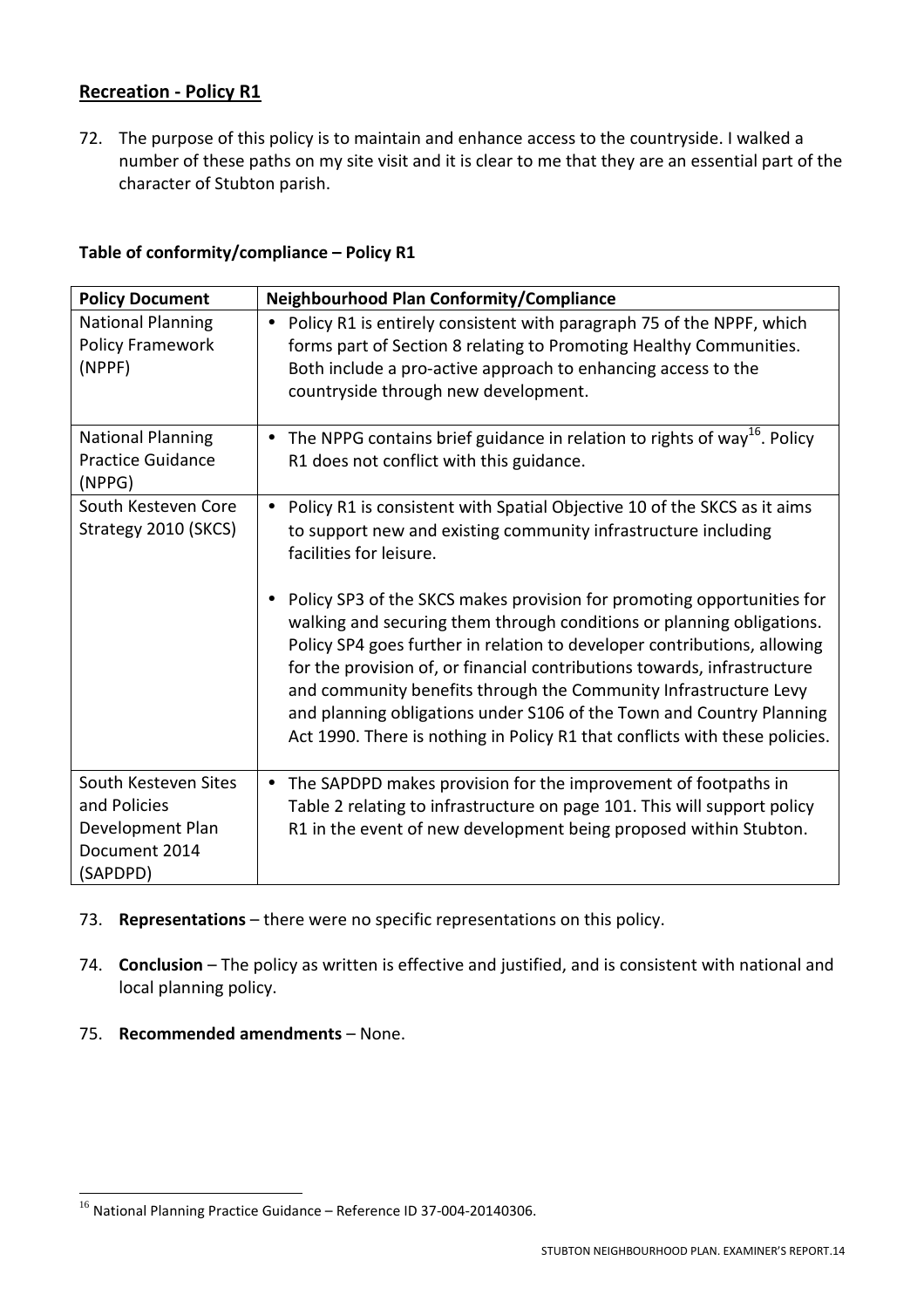## Recreation - Policy R1

72. The purpose of this policy is to maintain and enhance access to the countryside. I walked a number of these paths on my site visit and it is clear to me that they are an essential part of the character of Stubton parish.

**Table of conformity/compliance – Policy R1**

| Policy Document | Neighbourhood Plan Conformity/Compliance |
| --- | --- |
| National Planning Policy Framework (NPPF) | • Policy R1 is entirely consistent with paragraph 75 of the NPPF, which forms part of Section 8 relating to Promoting Healthy Communities. Both include a pro-active approach to enhancing access to the countryside through new development. |
| National Planning Practice Guidance (NPPG) | • The NPPG contains brief guidance in relation to rights of way[16]. Policy R1 does not conflict with this guidance. |
| South Kesteven Core Strategy 2010 (SKCS) | • Policy R1 is consistent with Spatial Objective 10 of the SKCS as it aims to support new and existing community infrastructure including facilities for leisure.<br><br>• Policy SP3 of the SKCS makes provision for promoting opportunities for walking and securing them through conditions or planning obligations. Policy SP4 goes further in relation to developer contributions, allowing for the provision of, or financial contributions towards, infrastructure and community benefits through the Community Infrastructure Levy and planning obligations under S106 of the Town and Country Planning Act 1990. There is nothing in Policy R1 that conflicts with these policies. |
| South Kesteven Sites and Policies Development Plan Document 2014 (SAPDPD) | • The SAPDPD makes provision for the improvement of footpaths in Table 2 relating to infrastructure on page 101. This will support policy R1 in the event of new development being proposed within Stubton. |

73. **Representations** – there were no specific representations on this policy.

74. **Conclusion** – The policy as written is effective and justified, and is consistent with national and local planning policy.

75. **Recommended amendments** – None.

[16] National Planning Practice Guidance – Reference ID 37-004-20140306.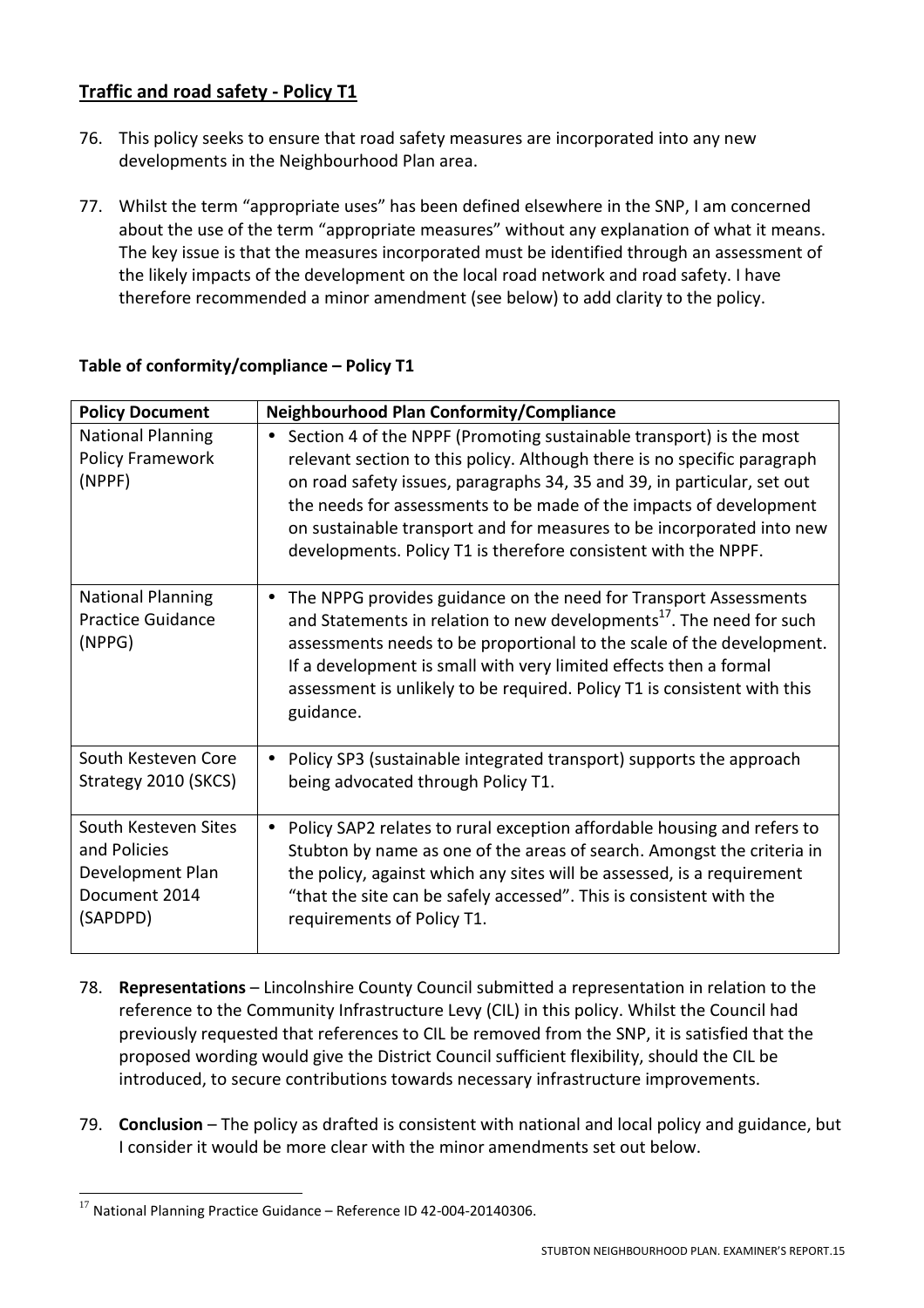## Traffic and road safety - Policy T1

76. This policy seeks to ensure that road safety measures are incorporated into any new developments in the Neighbourhood Plan area.

77. Whilst the term "appropriate uses" has been defined elsewhere in the SNP, I am concerned about the use of the term "appropriate measures" without any explanation of what it means. The key issue is that the measures incorporated must be identified through an assessment of the likely impacts of the development on the local road network and road safety. I have therefore recommended a minor amendment (see below) to add clarity to the policy.

**Table of conformity/compliance – Policy T1**

| Policy Document | Neighbourhood Plan Conformity/Compliance |
|---|---|
| National Planning Policy Framework (NPPF) | • Section 4 of the NPPF (Promoting sustainable transport) is the most relevant section to this policy. Although there is no specific paragraph on road safety issues, paragraphs 34, 35 and 39, in particular, set out the needs for assessments to be made of the impacts of development on sustainable transport and for measures to be incorporated into new developments. Policy T1 is therefore consistent with the NPPF. |
| National Planning Practice Guidance (NPPG) | • The NPPG provides guidance on the need for Transport Assessments and Statements in relation to new developments[17]. The need for such assessments needs to be proportional to the scale of the development. If a development is small with very limited effects then a formal assessment is unlikely to be required. Policy T1 is consistent with this guidance. |
| South Kesteven Core Strategy 2010 (SKCS) | • Policy SP3 (sustainable integrated transport) supports the approach being advocated through Policy T1. |
| South Kesteven Sites and Policies Development Plan Document 2014 (SAPDPD) | • Policy SAP2 relates to rural exception affordable housing and refers to Stubton by name as one of the areas of search. Amongst the criteria in the policy, against which any sites will be assessed, is a requirement "that the site can be safely accessed". This is consistent with the requirements of Policy T1. |

78. **Representations** – Lincolnshire County Council submitted a representation in relation to the reference to the Community Infrastructure Levy (CIL) in this policy. Whilst the Council had previously requested that references to CIL be removed from the SNP, it is satisfied that the proposed wording would give the District Council sufficient flexibility, should the CIL be introduced, to secure contributions towards necessary infrastructure improvements.

79. **Conclusion** – The policy as drafted is consistent with national and local policy and guidance, but I consider it would be more clear with the minor amendments set out below.

[17] National Planning Practice Guidance – Reference ID 42-004-20140306.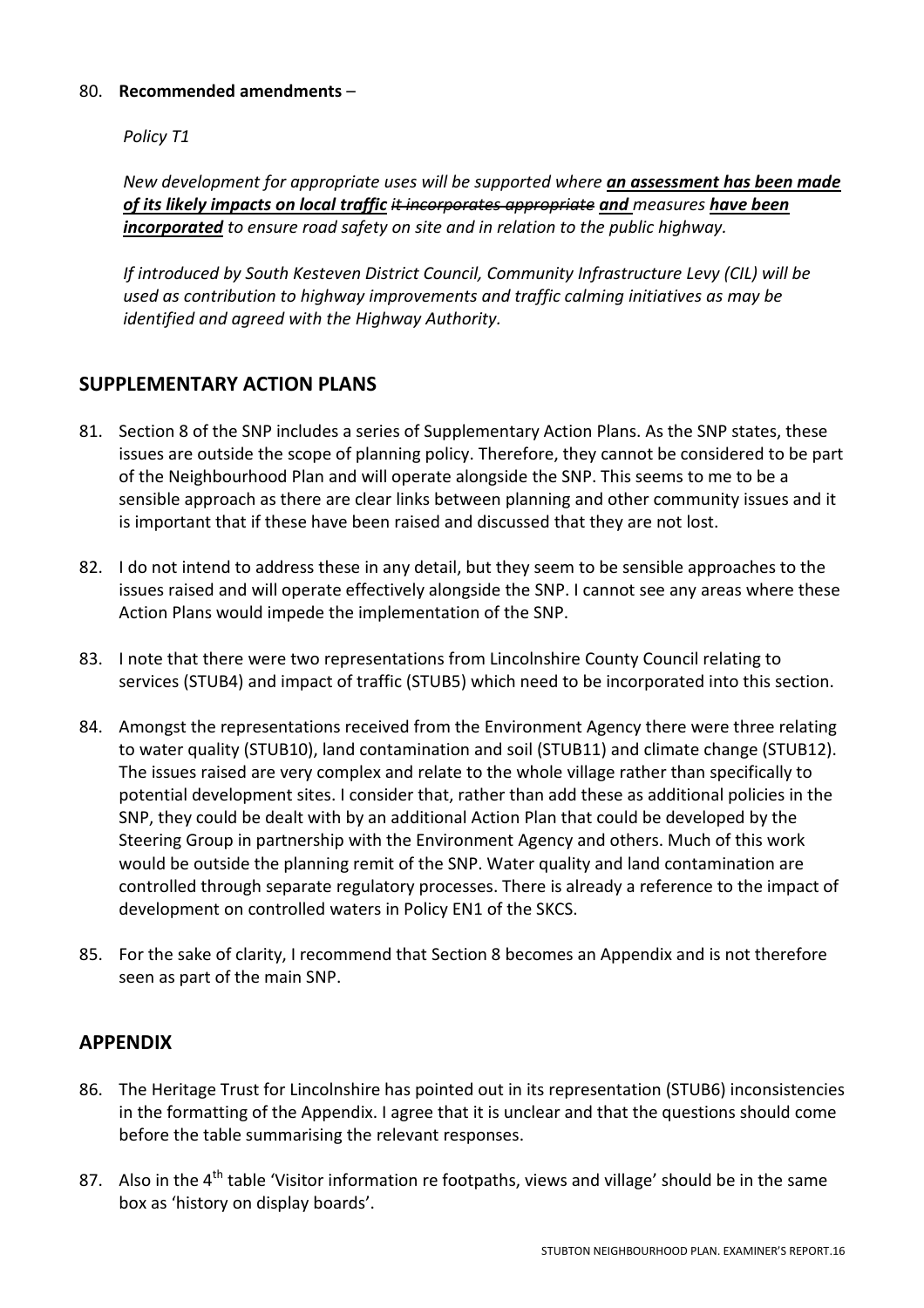80. **Recommended amendments** –

*Policy T1*

*New development for appropriate uses will be supported where* ***an assessment has been made of its likely impacts on local traffic*** *~~it incorporates appropriate~~* ***and*** *measures* ***have been incorporated*** *to ensure road safety on site and in relation to the public highway.*

*If introduced by South Kesteven District Council, Community Infrastructure Levy (CIL) will be used as contribution to highway improvements and traffic calming initiatives as may be identified and agreed with the Highway Authority.*

## SUPPLEMENTARY ACTION PLANS

81. Section 8 of the SNP includes a series of Supplementary Action Plans. As the SNP states, these issues are outside the scope of planning policy. Therefore, they cannot be considered to be part of the Neighbourhood Plan and will operate alongside the SNP. This seems to me to be a sensible approach as there are clear links between planning and other community issues and it is important that if these have been raised and discussed that they are not lost.

82. I do not intend to address these in any detail, but they seem to be sensible approaches to the issues raised and will operate effectively alongside the SNP. I cannot see any areas where these Action Plans would impede the implementation of the SNP.

83. I note that there were two representations from Lincolnshire County Council relating to services (STUB4) and impact of traffic (STUB5) which need to be incorporated into this section.

84. Amongst the representations received from the Environment Agency there were three relating to water quality (STUB10), land contamination and soil (STUB11) and climate change (STUB12). The issues raised are very complex and relate to the whole village rather than specifically to potential development sites. I consider that, rather than add these as additional policies in the SNP, they could be dealt with by an additional Action Plan that could be developed by the Steering Group in partnership with the Environment Agency and others. Much of this work would be outside the planning remit of the SNP. Water quality and land contamination are controlled through separate regulatory processes. There is already a reference to the impact of development on controlled waters in Policy EN1 of the SKCS.

85. For the sake of clarity, I recommend that Section 8 becomes an Appendix and is not therefore seen as part of the main SNP.

## APPENDIX

86. The Heritage Trust for Lincolnshire has pointed out in its representation (STUB6) inconsistencies in the formatting of the Appendix. I agree that it is unclear and that the questions should come before the table summarising the relevant responses.

87. Also in the 4th table 'Visitor information re footpaths, views and village' should be in the same box as 'history on display boards'.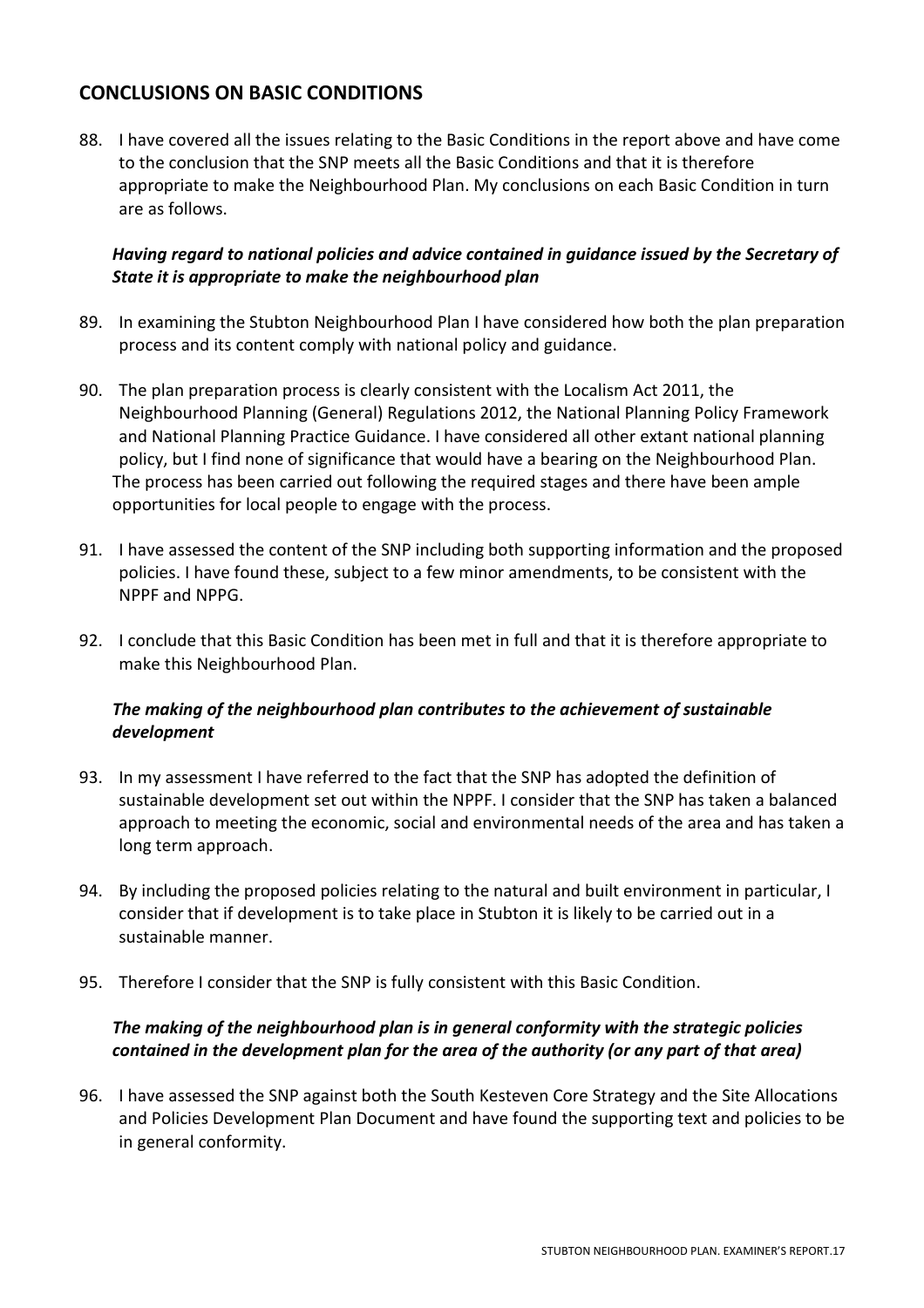## CONCLUSIONS ON BASIC CONDITIONS

88. I have covered all the issues relating to the Basic Conditions in the report above and have come to the conclusion that the SNP meets all the Basic Conditions and that it is therefore appropriate to make the Neighbourhood Plan. My conclusions on each Basic Condition in turn are as follows.

***Having regard to national policies and advice contained in guidance issued by the Secretary of State it is appropriate to make the neighbourhood plan***

89. In examining the Stubton Neighbourhood Plan I have considered how both the plan preparation process and its content comply with national policy and guidance.

90. The plan preparation process is clearly consistent with the Localism Act 2011, the Neighbourhood Planning (General) Regulations 2012, the National Planning Policy Framework and National Planning Practice Guidance. I have considered all other extant national planning policy, but I find none of significance that would have a bearing on the Neighbourhood Plan. The process has been carried out following the required stages and there have been ample opportunities for local people to engage with the process.

91. I have assessed the content of the SNP including both supporting information and the proposed policies. I have found these, subject to a few minor amendments, to be consistent with the NPPF and NPPG.

92. I conclude that this Basic Condition has been met in full and that it is therefore appropriate to make this Neighbourhood Plan.

***The making of the neighbourhood plan contributes to the achievement of sustainable development***

93. In my assessment I have referred to the fact that the SNP has adopted the definition of sustainable development set out within the NPPF. I consider that the SNP has taken a balanced approach to meeting the economic, social and environmental needs of the area and has taken a long term approach.

94. By including the proposed policies relating to the natural and built environment in particular, I consider that if development is to take place in Stubton it is likely to be carried out in a sustainable manner.

95. Therefore I consider that the SNP is fully consistent with this Basic Condition.

***The making of the neighbourhood plan is in general conformity with the strategic policies contained in the development plan for the area of the authority (or any part of that area)***

96. I have assessed the SNP against both the South Kesteven Core Strategy and the Site Allocations and Policies Development Plan Document and have found the supporting text and policies to be in general conformity.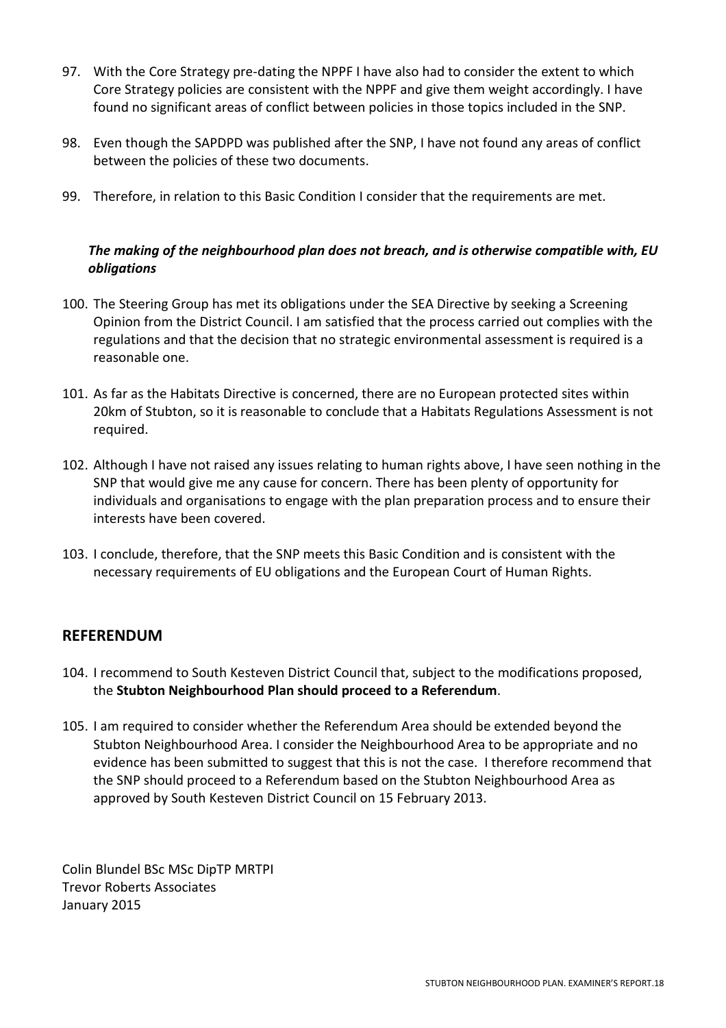97. With the Core Strategy pre-dating the NPPF I have also had to consider the extent to which Core Strategy policies are consistent with the NPPF and give them weight accordingly. I have found no significant areas of conflict between policies in those topics included in the SNP.

98. Even though the SAPDPD was published after the SNP, I have not found any areas of conflict between the policies of these two documents.

99. Therefore, in relation to this Basic Condition I consider that the requirements are met.

***The making of the neighbourhood plan does not breach, and is otherwise compatible with, EU obligations***

100. The Steering Group has met its obligations under the SEA Directive by seeking a Screening Opinion from the District Council. I am satisfied that the process carried out complies with the regulations and that the decision that no strategic environmental assessment is required is a reasonable one.

101. As far as the Habitats Directive is concerned, there are no European protected sites within 20km of Stubton, so it is reasonable to conclude that a Habitats Regulations Assessment is not required.

102. Although I have not raised any issues relating to human rights above, I have seen nothing in the SNP that would give me any cause for concern. There has been plenty of opportunity for individuals and organisations to engage with the plan preparation process and to ensure their interests have been covered.

103. I conclude, therefore, that the SNP meets this Basic Condition and is consistent with the necessary requirements of EU obligations and the European Court of Human Rights.

## REFERENDUM

104. I recommend to South Kesteven District Council that, subject to the modifications proposed, the **Stubton Neighbourhood Plan should proceed to a Referendum**.

105. I am required to consider whether the Referendum Area should be extended beyond the Stubton Neighbourhood Area. I consider the Neighbourhood Area to be appropriate and no evidence has been submitted to suggest that this is not the case. I therefore recommend that the SNP should proceed to a Referendum based on the Stubton Neighbourhood Area as approved by South Kesteven District Council on 15 February 2013.

Colin Blundel BSc MSc DipTP MRTPI
Trevor Roberts Associates
January 2015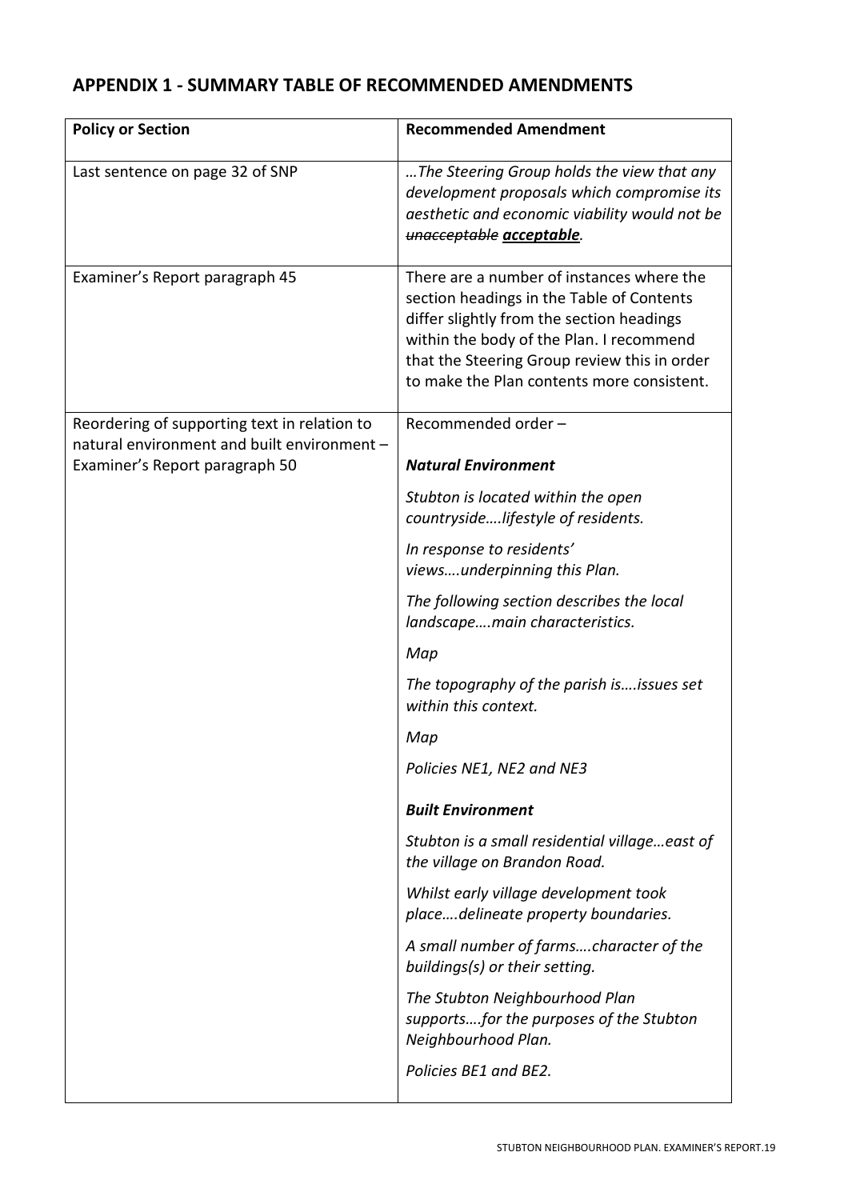## APPENDIX 1 - SUMMARY TABLE OF RECOMMENDED AMENDMENTS

| Policy or Section | Recommended Amendment |
|---|---|
| Last sentence on page 32 of SNP | *…The Steering Group holds the view that any development proposals which compromise its aesthetic and economic viability would not be ~~unacceptable~~ **acceptable**.* |
| Examiner's Report paragraph 45 | There are a number of instances where the section headings in the Table of Contents differ slightly from the section headings within the body of the Plan. I recommend that the Steering Group review this in order to make the Plan contents more consistent. |
| Reordering of supporting text in relation to natural environment and built environment – Examiner's Report paragraph 50 | Recommended order – <br><br> ***Natural Environment*** <br><br> *Stubton is located within the open countryside….lifestyle of residents.* <br><br> *In response to residents' views….underpinning this Plan.* <br><br> *The following section describes the local landscape….main characteristics.* <br><br> *Map* <br><br> *The topography of the parish is….issues set within this context.* <br><br> *Map* <br><br> *Policies NE1, NE2 and NE3* <br><br> ***Built Environment*** <br><br> *Stubton is a small residential village…east of the village on Brandon Road.* <br><br> *Whilst early village development took place….delineate property boundaries.* <br><br> *A small number of farms….character of the buildings(s) or their setting.* <br><br> *The Stubton Neighbourhood Plan supports….for the purposes of the Stubton Neighbourhood Plan.* <br><br> *Policies BE1 and BE2.* |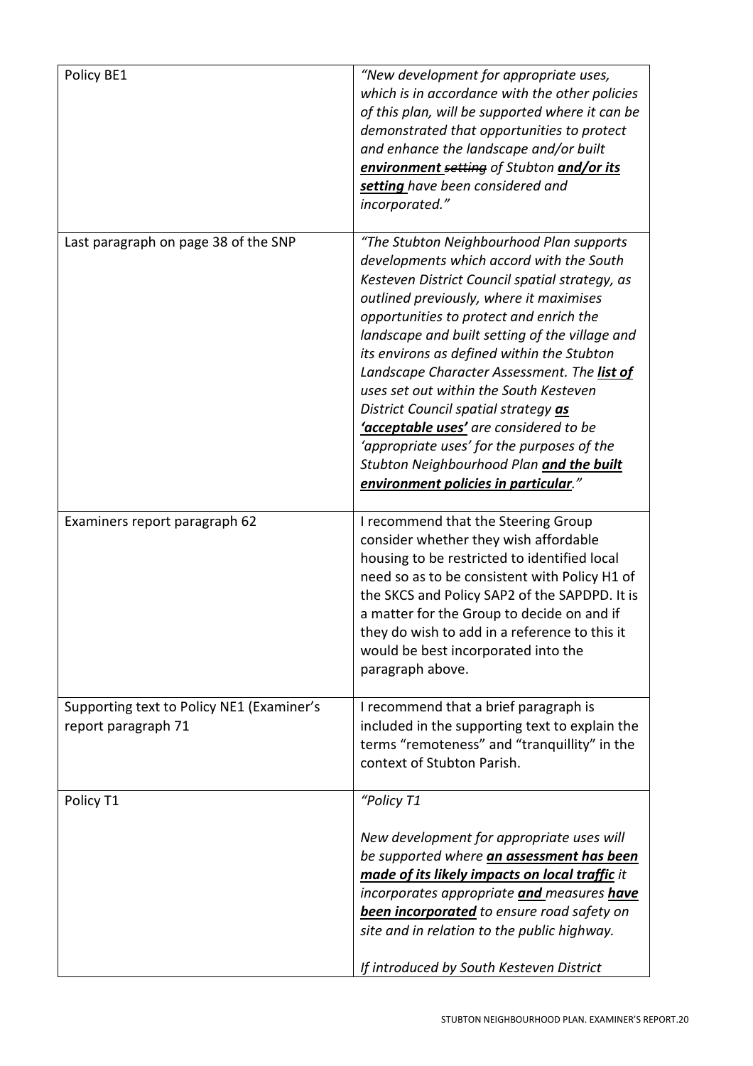| | |
|---|---|
| Policy BE1 | *"New development for appropriate uses, which is in accordance with the other policies of this plan, will be supported where it can be demonstrated that opportunities to protect and enhance the landscape and/or built* ***<u>environment</u>*** *~~setting~~ of Stubton* ***<u>and/or its setting</u>*** *have been considered and incorporated."* |
| Last paragraph on page 38 of the SNP | *"The Stubton Neighbourhood Plan supports developments which accord with the South Kesteven District Council spatial strategy, as outlined previously, where it maximises opportunities to protect and enrich the landscape and built setting of the village and its environs as defined within the Stubton Landscape Character Assessment. The* ***<u>list of</u>*** *uses set out within the South Kesteven District Council spatial strategy* ***<u>as 'acceptable uses'</u>*** *are considered to be 'appropriate uses' for the purposes of the Stubton Neighbourhood Plan* ***<u>and the built environment policies in particular</u>****."* |
| Examiners report paragraph 62 | I recommend that the Steering Group consider whether they wish affordable housing to be restricted to identified local need so as to be consistent with Policy H1 of the SKCS and Policy SAP2 of the SAPDPD. It is a matter for the Group to decide on and if they do wish to add in a reference to this it would be best incorporated into the paragraph above. |
| Supporting text to Policy NE1 (Examiner's report paragraph 71 | I recommend that a brief paragraph is included in the supporting text to explain the terms "remoteness" and "tranquillity" in the context of Stubton Parish. |
| Policy T1 | *"Policy T1*<br><br>*New development for appropriate uses will be supported where* ***<u>an assessment has been made of its likely impacts on local traffic</u>*** *it incorporates appropriate* ***<u>and</u>*** *measures* ***<u>have been incorporated</u>*** *to ensure road safety on site and in relation to the public highway.*<br><br>*If introduced by South Kesteven District* |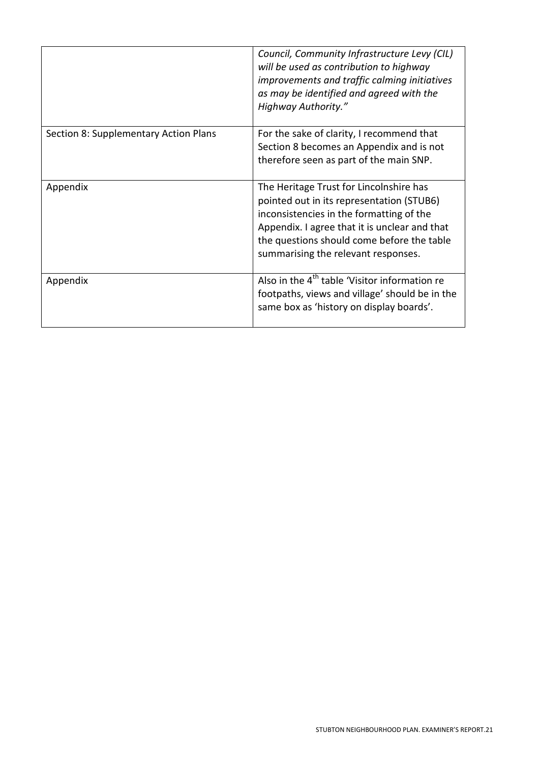| | |
|---|---|
| | *Council, Community Infrastructure Levy (CIL) will be used as contribution to highway improvements and traffic calming initiatives as may be identified and agreed with the Highway Authority."* |
| Section 8: Supplementary Action Plans | For the sake of clarity, I recommend that Section 8 becomes an Appendix and is not therefore seen as part of the main SNP. |
| Appendix | The Heritage Trust for Lincolnshire has pointed out in its representation (STUB6) inconsistencies in the formatting of the Appendix. I agree that it is unclear and that the questions should come before the table summarising the relevant responses. |
| Appendix | Also in the 4th table 'Visitor information re footpaths, views and village' should be in the same box as 'history on display boards'. |